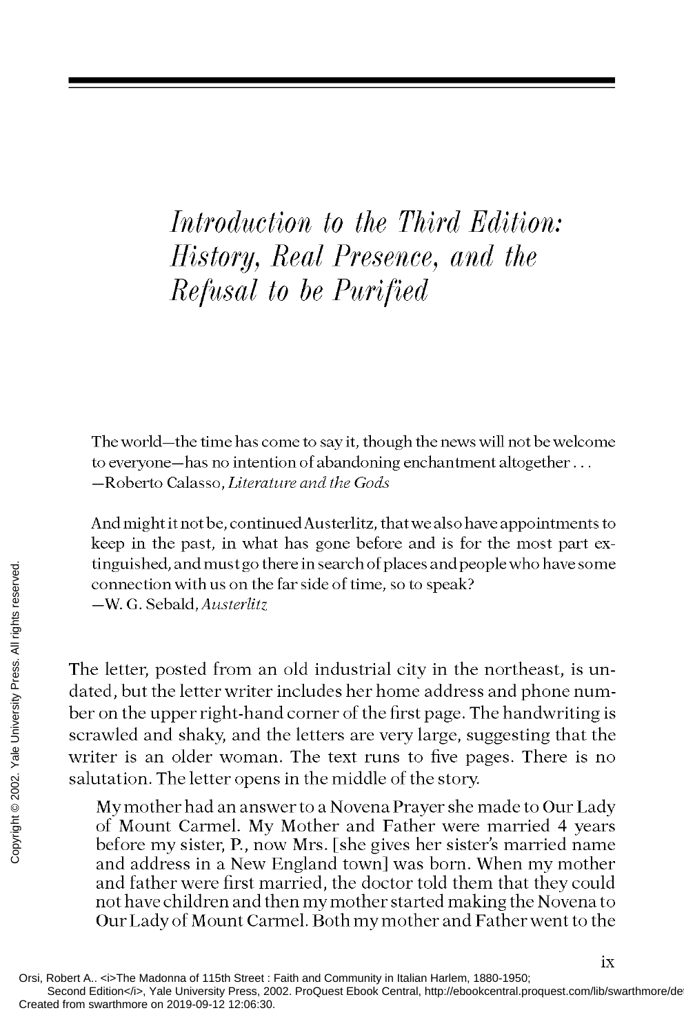# *Introduction to the Third Edition: History, Real Presence, and the Refusal to be Purified*

> The world—the time has come to say it, though the news will not be welcome to everyone—has no intention of abandoning enchantment altogether . . .
> —Roberto Calasso, *Literature and the Gods*

> And might it not be, continued Austerlitz, that we also have appointments to keep in the past, in what has gone before and is for the most part extinguished, and must go there in search of places and people who have some connection with us on the far side of time, so to speak?
> —W. G. Sebald, *Austerlitz*

The letter, posted from an old industrial city in the northeast, is undated, but the letter writer includes her home address and phone number on the upper right-hand corner of the first page. The handwriting is scrawled and shaky, and the letters are very large, suggesting that the writer is an older woman. The text runs to five pages. There is no salutation. The letter opens in the middle of the story.

> My mother had an answer to a Novena Prayer she made to Our Lady of Mount Carmel. My Mother and Father were married 4 years before my sister, P., now Mrs. [she gives her sister's married name and address in a New England town] was born. When my mother and father were first married, the doctor told them that they could not have children and then my mother started making the Novena to Our Lady of Mount Carmel. Both my mother and Father went to the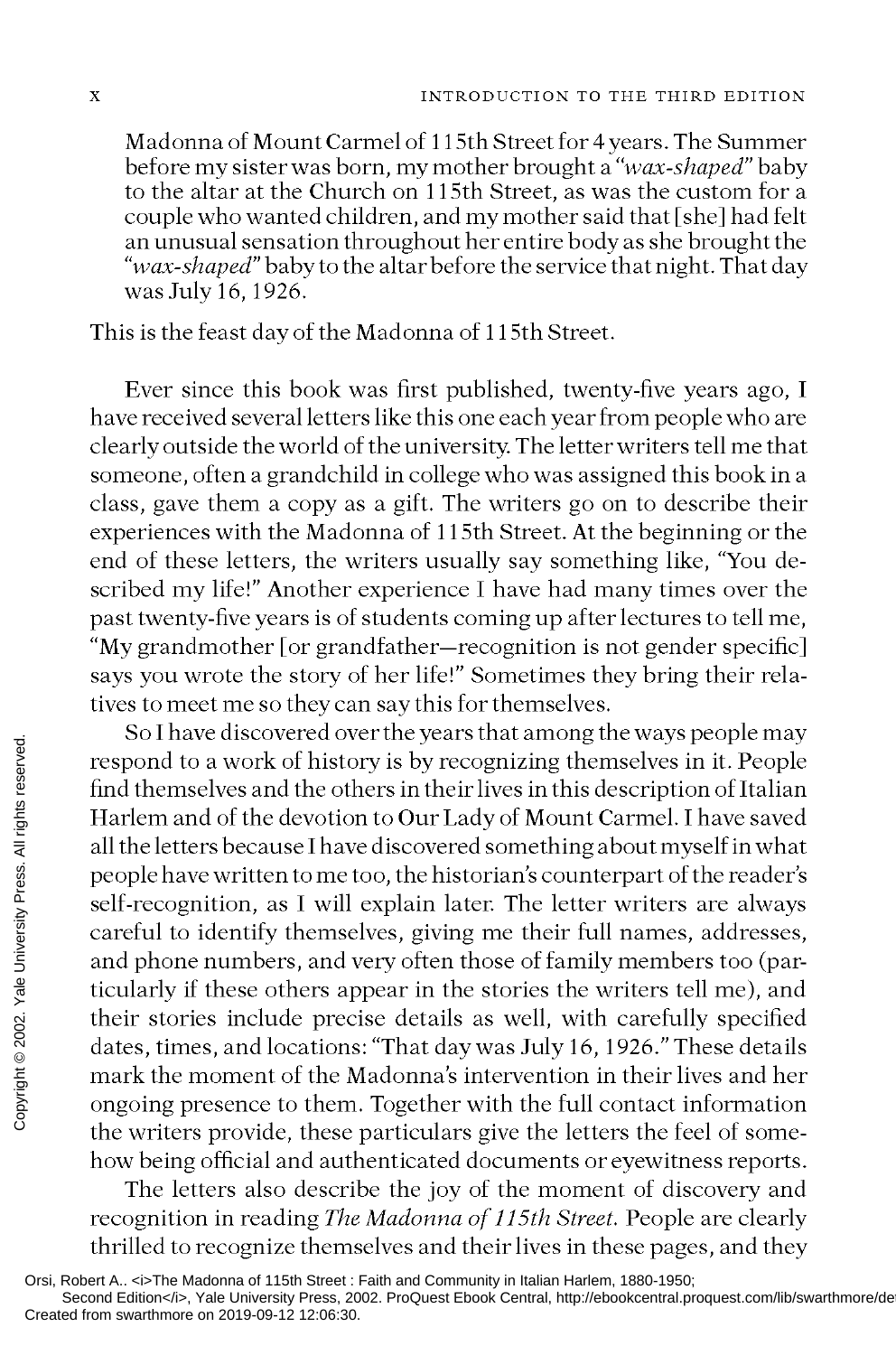> Madonna of Mount Carmel of 115th Street for 4 years. The Summer before my sister was born, my mother brought a "*wax-shaped*" baby to the altar at the Church on 115th Street, as was the custom for a couple who wanted children, and my mother said that [she] had felt an unusual sensation throughout her entire body as she brought the "*wax-shaped*" baby to the altar before the service that night. That day was July 16, 1926.

This is the feast day of the Madonna of 115th Street.

Ever since this book was first published, twenty-five years ago, I have received several letters like this one each year from people who are clearly outside the world of the university. The letter writers tell me that someone, often a grandchild in college who was assigned this book in a class, gave them a copy as a gift. The writers go on to describe their experiences with the Madonna of 115th Street. At the beginning or the end of these letters, the writers usually say something like, "You described my life!" Another experience I have had many times over the past twenty-five years is of students coming up after lectures to tell me, "My grandmother [or grandfather—recognition is not gender specific] says you wrote the story of her life!" Sometimes they bring their relatives to meet me so they can say this for themselves.

So I have discovered over the years that among the ways people may respond to a work of history is by recognizing themselves in it. People find themselves and the others in their lives in this description of Italian Harlem and of the devotion to Our Lady of Mount Carmel. I have saved all the letters because I have discovered something about myself in what people have written to me too, the historian's counterpart of the reader's self-recognition, as I will explain later. The letter writers are always careful to identify themselves, giving me their full names, addresses, and phone numbers, and very often those of family members too (particularly if these others appear in the stories the writers tell me), and their stories include precise details as well, with carefully specified dates, times, and locations: "That day was July 16, 1926." These details mark the moment of the Madonna's intervention in their lives and her ongoing presence to them. Together with the full contact information the writers provide, these particulars give the letters the feel of somehow being official and authenticated documents or eyewitness reports.

The letters also describe the joy of the moment of discovery and recognition in reading *The Madonna of 115th Street.* People are clearly thrilled to recognize themselves and their lives in these pages, and they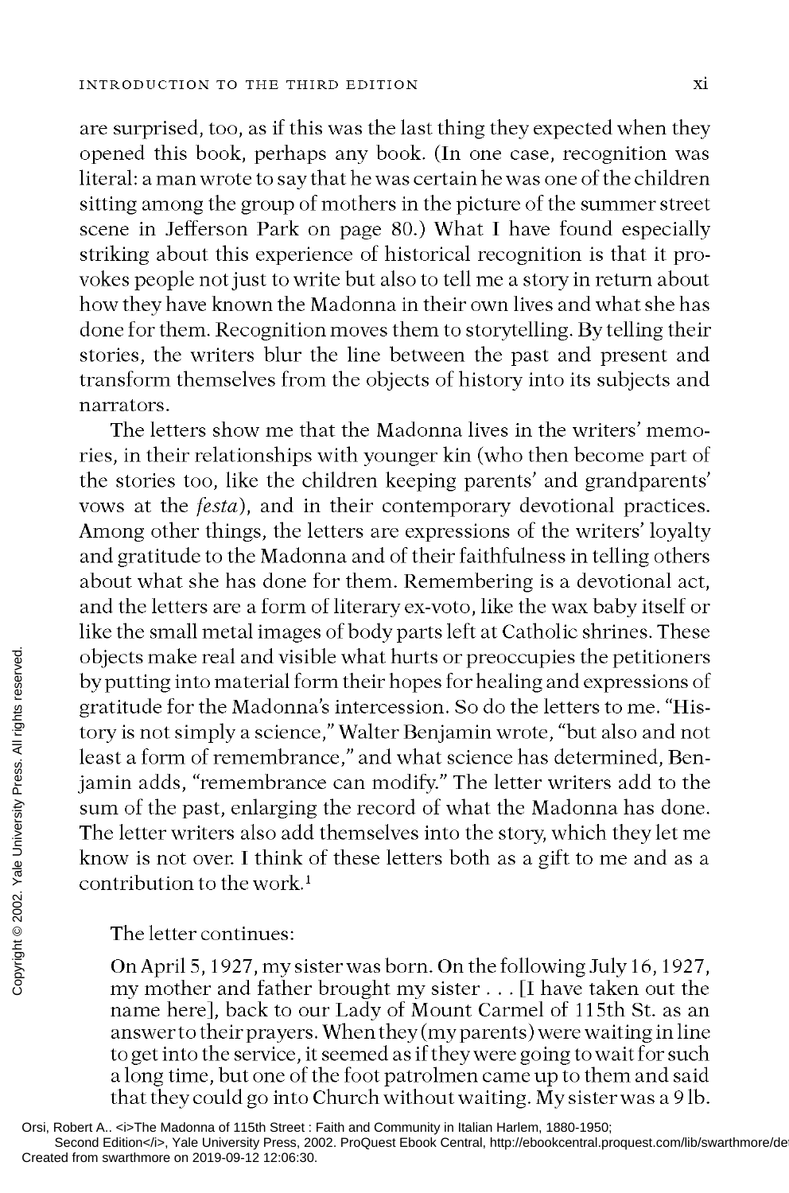are surprised, too, as if this was the last thing they expected when they opened this book, perhaps any book. (In one case, recognition was literal: a man wrote to say that he was certain he was one of the children sitting among the group of mothers in the picture of the summer street scene in Jefferson Park on page 80.) What I have found especially striking about this experience of historical recognition is that it provokes people not just to write but also to tell me a story in return about how they have known the Madonna in their own lives and what she has done for them. Recognition moves them to storytelling. By telling their stories, the writers blur the line between the past and present and transform themselves from the objects of history into its subjects and narrators.

The letters show me that the Madonna lives in the writers' memories, in their relationships with younger kin (who then become part of the stories too, like the children keeping parents' and grandparents' vows at the *festa*), and in their contemporary devotional practices. Among other things, the letters are expressions of the writers' loyalty and gratitude to the Madonna and of their faithfulness in telling others about what she has done for them. Remembering is a devotional act, and the letters are a form of literary ex-voto, like the wax baby itself or like the small metal images of body parts left at Catholic shrines. These objects make real and visible what hurts or preoccupies the petitioners by putting into material form their hopes for healing and expressions of gratitude for the Madonna's intercession. So do the letters to me. "History is not simply a science," Walter Benjamin wrote, "but also and not least a form of remembrance," and what science has determined, Benjamin adds, "remembrance can modify." The letter writers add to the sum of the past, enlarging the record of what the Madonna has done. The letter writers also add themselves into the story, which they let me know is not over. I think of these letters both as a gift to me and as a contribution to the work.[1]

The letter continues:

> On April 5, 1927, my sister was born. On the following July 16, 1927, my mother and father brought my sister . . . [I have taken out the name here], back to our Lady of Mount Carmel of 115th St. as an answer to their prayers. When they (my parents) were waiting in line to get into the service, it seemed as if they were going to wait for such a long time, but one of the foot patrolmen came up to them and said that they could go into Church without waiting. My sister was a 9 lb.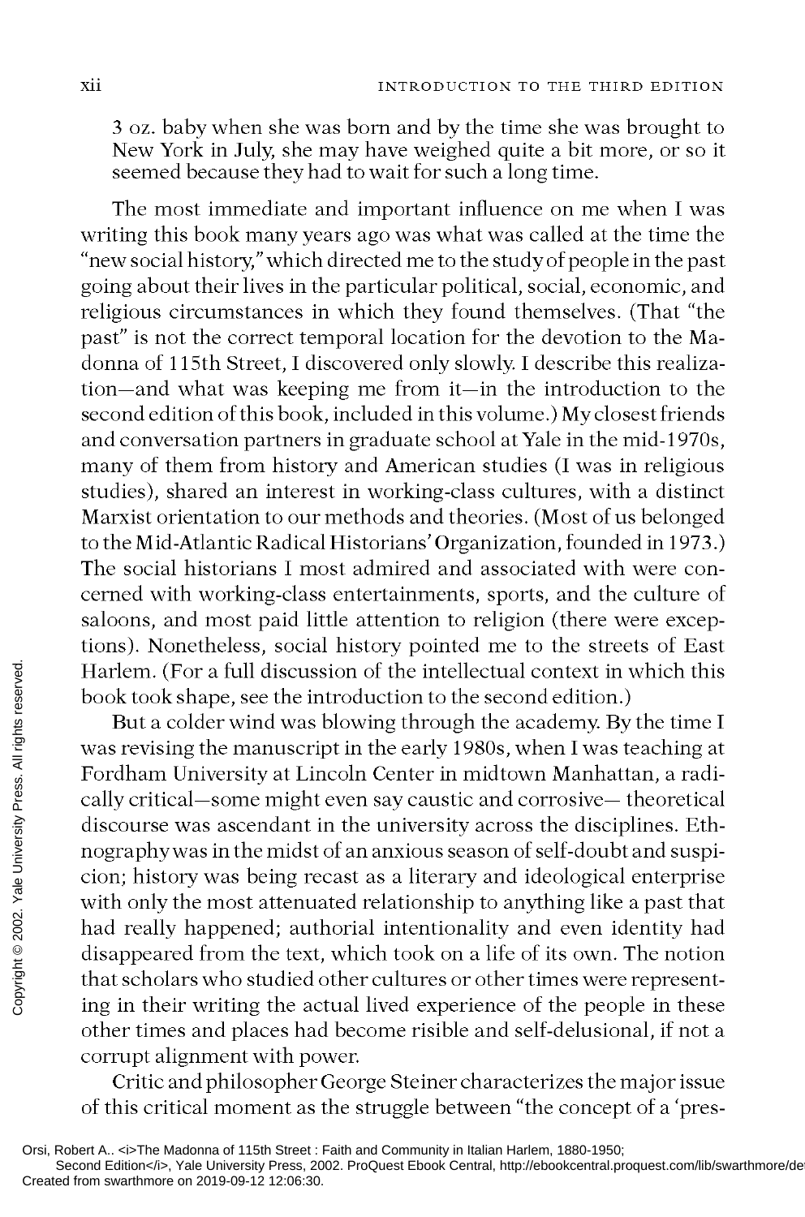3 oz. baby when she was born and by the time she was brought to New York in July, she may have weighed quite a bit more, or so it seemed because they had to wait for such a long time.

The most immediate and important influence on me when I was writing this book many years ago was what was called at the time the "new social history," which directed me to the study of people in the past going about their lives in the particular political, social, economic, and religious circumstances in which they found themselves. (That "the past" is not the correct temporal location for the devotion to the Madonna of 115th Street, I discovered only slowly. I describe this realization—and what was keeping me from it—in the introduction to the second edition of this book, included in this volume.) My closest friends and conversation partners in graduate school at Yale in the mid-1970s, many of them from history and American studies (I was in religious studies), shared an interest in working-class cultures, with a distinct Marxist orientation to our methods and theories. (Most of us belonged to the Mid-Atlantic Radical Historians' Organization, founded in 1973.) The social historians I most admired and associated with were concerned with working-class entertainments, sports, and the culture of saloons, and most paid little attention to religion (there were exceptions). Nonetheless, social history pointed me to the streets of East Harlem. (For a full discussion of the intellectual context in which this book took shape, see the introduction to the second edition.)

But a colder wind was blowing through the academy. By the time I was revising the manuscript in the early 1980s, when I was teaching at Fordham University at Lincoln Center in midtown Manhattan, a radically critical—some might even say caustic and corrosive— theoretical discourse was ascendant in the university across the disciplines. Ethnography was in the midst of an anxious season of self-doubt and suspicion; history was being recast as a literary and ideological enterprise with only the most attenuated relationship to anything like a past that had really happened; authorial intentionality and even identity had disappeared from the text, which took on a life of its own. The notion that scholars who studied other cultures or other times were representing in their writing the actual lived experience of the people in these other times and places had become risible and self-delusional, if not a corrupt alignment with power.

Critic and philosopher George Steiner characterizes the major issue of this critical moment as the struggle between "the concept of a 'pres-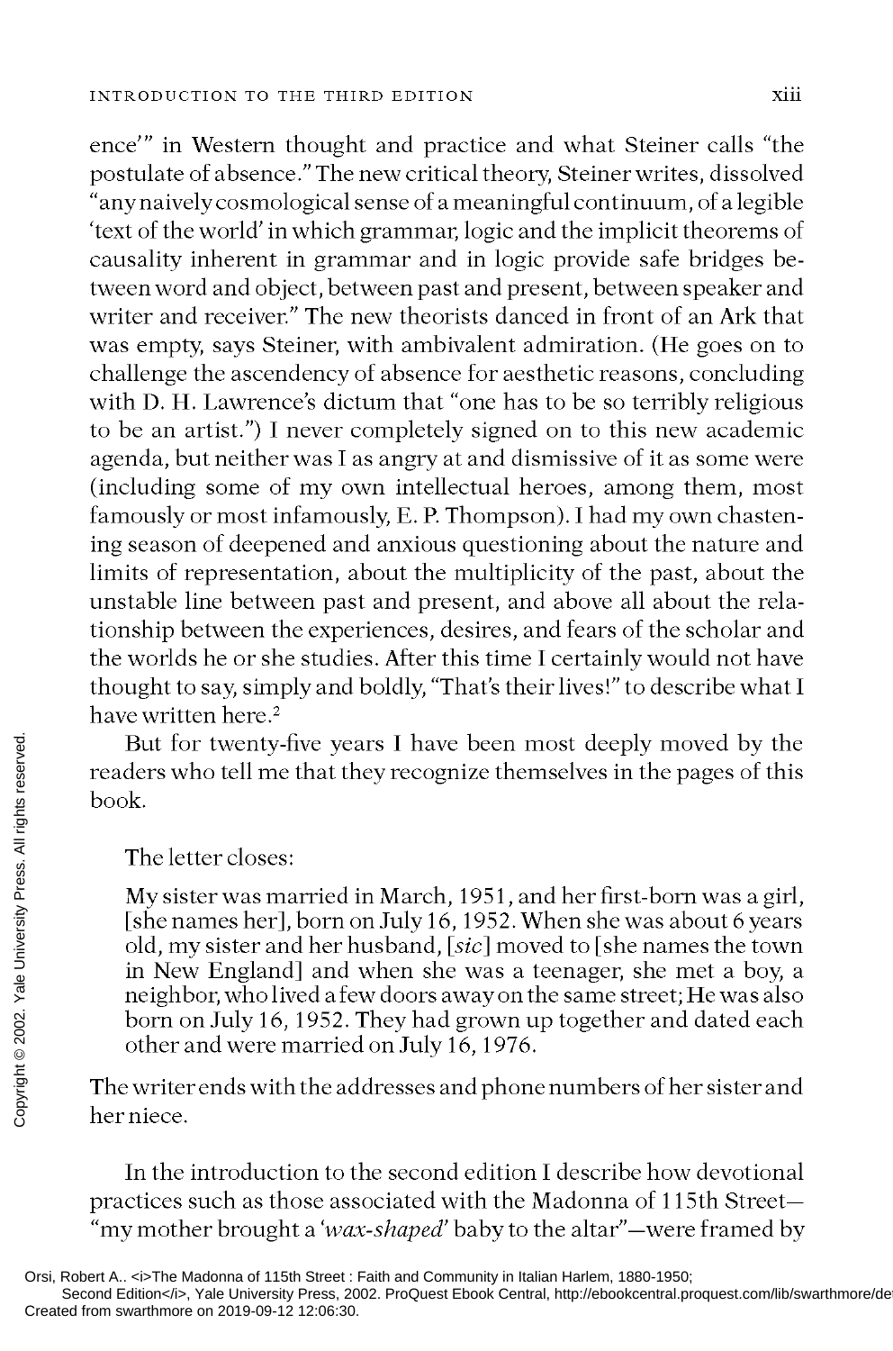ence'" in Western thought and practice and what Steiner calls "the postulate of absence." The new critical theory, Steiner writes, dissolved "any naively cosmological sense of a meaningful continuum, of a legible 'text of the world' in which grammar, logic and the implicit theorems of causality inherent in grammar and in logic provide safe bridges between word and object, between past and present, between speaker and writer and receiver." The new theorists danced in front of an Ark that was empty, says Steiner, with ambivalent admiration. (He goes on to challenge the ascendency of absence for aesthetic reasons, concluding with D. H. Lawrence's dictum that "one has to be so terribly religious to be an artist.") I never completely signed on to this new academic agenda, but neither was I as angry at and dismissive of it as some were (including some of my own intellectual heroes, among them, most famously or most infamously, E. P. Thompson). I had my own chastening season of deepened and anxious questioning about the nature and limits of representation, about the multiplicity of the past, about the unstable line between past and present, and above all about the relationship between the experiences, desires, and fears of the scholar and the worlds he or she studies. After this time I certainly would not have thought to say, simply and boldly, "That's their lives!" to describe what I have written here.[2]

But for twenty-five years I have been most deeply moved by the readers who tell me that they recognize themselves in the pages of this book.

The letter closes:

> My sister was married in March, 1951, and her first-born was a girl, [she names her], born on July 16, 1952. When she was about 6 years old, my sister and her husband, [*sic*] moved to [she names the town in New England] and when she was a teenager, she met a boy, a neighbor, who lived a few doors away on the same street; He was also born on July 16, 1952. They had grown up together and dated each other and were married on July 16, 1976.

The writer ends with the addresses and phone numbers of her sister and her niece.

In the introduction to the second edition I describe how devotional practices such as those associated with the Madonna of 115th Street—"my mother brought a '*wax-shaped*' baby to the altar"—were framed by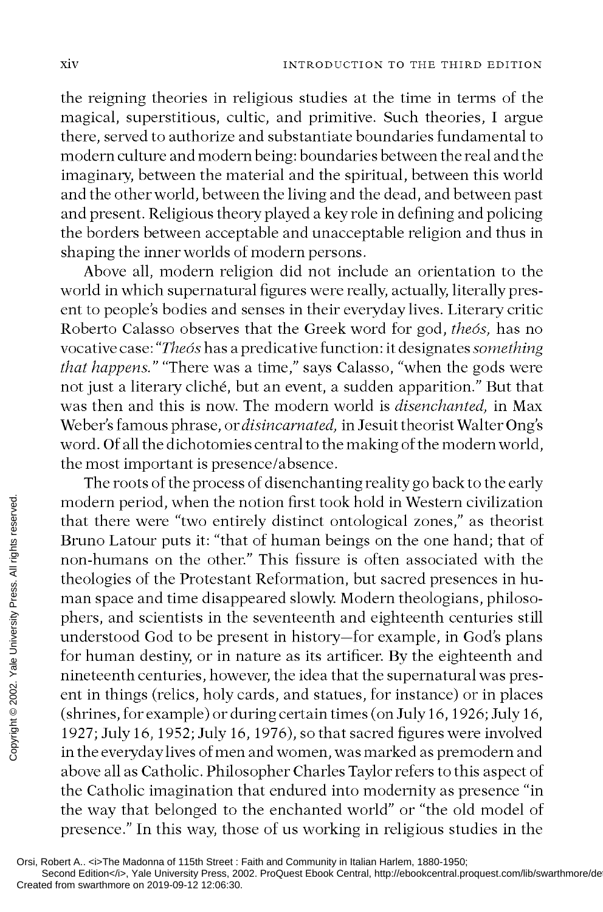the reigning theories in religious studies at the time in terms of the magical, superstitious, cultic, and primitive. Such theories, I argue there, served to authorize and substantiate boundaries fundamental to modern culture and modern being: boundaries between the real and the imaginary, between the material and the spiritual, between this world and the other world, between the living and the dead, and between past and present. Religious theory played a key role in defining and policing the borders between acceptable and unacceptable religion and thus in shaping the inner worlds of modern persons.

Above all, modern religion did not include an orientation to the world in which supernatural figures were really, actually, literally present to people's bodies and senses in their everyday lives. Literary critic Roberto Calasso observes that the Greek word for god, *theós,* has no vocative case: "*Theós* has a predicative function: it designates *something that happens.*" "There was a time," says Calasso, "when the gods were not just a literary cliché, but an event, a sudden apparition." But that was then and this is now. The modern world is *disenchanted,* in Max Weber's famous phrase, or *disincarnated,* in Jesuit theorist Walter Ong's word. Of all the dichotomies central to the making of the modern world, the most important is presence/absence.

The roots of the process of disenchanting reality go back to the early modern period, when the notion first took hold in Western civilization that there were "two entirely distinct ontological zones," as theorist Bruno Latour puts it: "that of human beings on the one hand; that of non-humans on the other." This fissure is often associated with the theologies of the Protestant Reformation, but sacred presences in human space and time disappeared slowly. Modern theologians, philosophers, and scientists in the seventeenth and eighteenth centuries still understood God to be present in history—for example, in God's plans for human destiny, or in nature as its artificer. By the eighteenth and nineteenth centuries, however, the idea that the supernatural was present in things (relics, holy cards, and statues, for instance) or in places (shrines, for example) or during certain times (on July 16, 1926; July 16, 1927; July 16, 1952; July 16, 1976), so that sacred figures were involved in the everyday lives of men and women, was marked as premodern and above all as Catholic. Philosopher Charles Taylor refers to this aspect of the Catholic imagination that endured into modernity as presence "in the way that belonged to the enchanted world" or "the old model of presence." In this way, those of us working in religious studies in the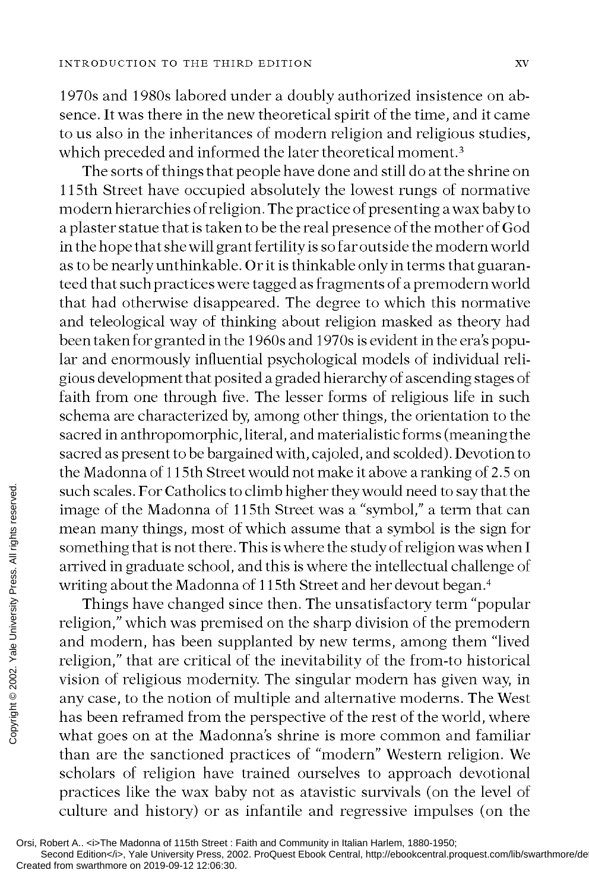1970s and 1980s labored under a doubly authorized insistence on absence. It was there in the new theoretical spirit of the time, and it came to us also in the inheritances of modern religion and religious studies, which preceded and informed the later theoretical moment.[3]

The sorts of things that people have done and still do at the shrine on 115th Street have occupied absolutely the lowest rungs of normative modern hierarchies of religion. The practice of presenting a wax baby to a plaster statue that is taken to be the real presence of the mother of God in the hope that she will grant fertility is so far outside the modern world as to be nearly unthinkable. Or it is thinkable only in terms that guaranteed that such practices were tagged as fragments of a premodern world that had otherwise disappeared. The degree to which this normative and teleological way of thinking about religion masked as theory had been taken for granted in the 1960s and 1970s is evident in the era's popular and enormously influential psychological models of individual religious development that posited a graded hierarchy of ascending stages of faith from one through five. The lesser forms of religious life in such schema are characterized by, among other things, the orientation to the sacred in anthropomorphic, literal, and materialistic forms (meaning the sacred as present to be bargained with, cajoled, and scolded). Devotion to the Madonna of 115th Street would not make it above a ranking of 2.5 on such scales. For Catholics to climb higher they would need to say that the image of the Madonna of 115th Street was a "symbol," a term that can mean many things, most of which assume that a symbol is the sign for something that is not there. This is where the study of religion was when I arrived in graduate school, and this is where the intellectual challenge of writing about the Madonna of 115th Street and her devout began.[4]

Things have changed since then. The unsatisfactory term "popular religion," which was premised on the sharp division of the premodern and modern, has been supplanted by new terms, among them "lived religion," that are critical of the inevitability of the from-to historical vision of religious modernity. The singular modern has given way, in any case, to the notion of multiple and alternative moderns. The West has been reframed from the perspective of the rest of the world, where what goes on at the Madonna's shrine is more common and familiar than are the sanctioned practices of "modern" Western religion. We scholars of religion have trained ourselves to approach devotional practices like the wax baby not as atavistic survivals (on the level of culture and history) or as infantile and regressive impulses (on the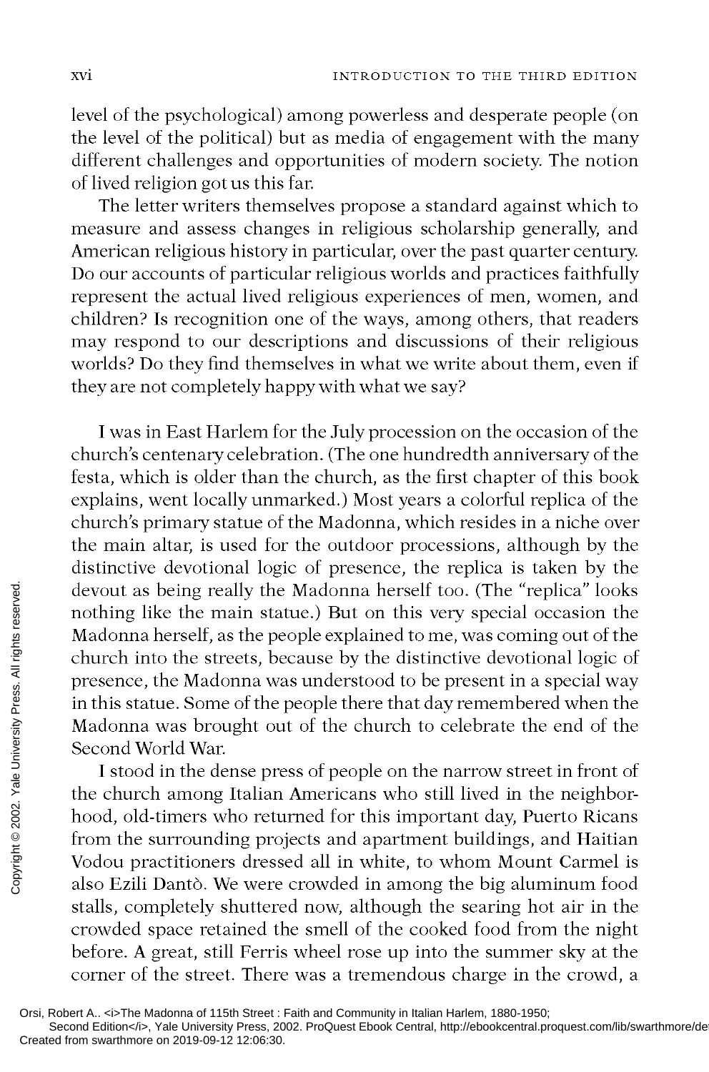level of the psychological) among powerless and desperate people (on the level of the political) but as media of engagement with the many different challenges and opportunities of modern society. The notion of lived religion got us this far.

The letter writers themselves propose a standard against which to measure and assess changes in religious scholarship generally, and American religious history in particular, over the past quarter century. Do our accounts of particular religious worlds and practices faithfully represent the actual lived religious experiences of men, women, and children? Is recognition one of the ways, among others, that readers may respond to our descriptions and discussions of their religious worlds? Do they find themselves in what we write about them, even if they are not completely happy with what we say?

I was in East Harlem for the July procession on the occasion of the church's centenary celebration. (The one hundredth anniversary of the festa, which is older than the church, as the first chapter of this book explains, went locally unmarked.) Most years a colorful replica of the church's primary statue of the Madonna, which resides in a niche over the main altar, is used for the outdoor processions, although by the distinctive devotional logic of presence, the replica is taken by the devout as being really the Madonna herself too. (The "replica" looks nothing like the main statue.) But on this very special occasion the Madonna herself, as the people explained to me, was coming out of the church into the streets, because by the distinctive devotional logic of presence, the Madonna was understood to be present in a special way in this statue. Some of the people there that day remembered when the Madonna was brought out of the church to celebrate the end of the Second World War.

I stood in the dense press of people on the narrow street in front of the church among Italian Americans who still lived in the neighborhood, old-timers who returned for this important day, Puerto Ricans from the surrounding projects and apartment buildings, and Haitian Vodou practitioners dressed all in white, to whom Mount Carmel is also Ezili Dantò. We were crowded in among the big aluminum food stalls, completely shuttered now, although the searing hot air in the crowded space retained the smell of the cooked food from the night before. A great, still Ferris wheel rose up into the summer sky at the corner of the street. There was a tremendous charge in the crowd, a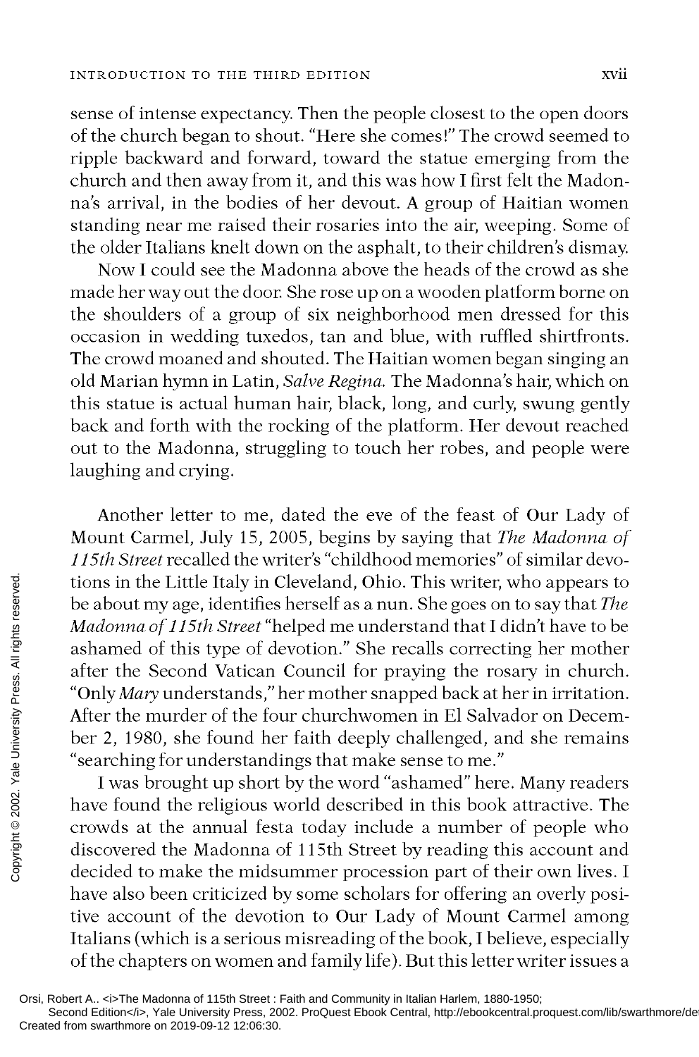sense of intense expectancy. Then the people closest to the open doors of the church began to shout. "Here she comes!" The crowd seemed to ripple backward and forward, toward the statue emerging from the church and then away from it, and this was how I first felt the Madonna's arrival, in the bodies of her devout. A group of Haitian women standing near me raised their rosaries into the air, weeping. Some of the older Italians knelt down on the asphalt, to their children's dismay.

Now I could see the Madonna above the heads of the crowd as she made her way out the door. She rose up on a wooden platform borne on the shoulders of a group of six neighborhood men dressed for this occasion in wedding tuxedos, tan and blue, with ruffled shirtfronts. The crowd moaned and shouted. The Haitian women began singing an old Marian hymn in Latin, *Salve Regina.* The Madonna's hair, which on this statue is actual human hair, black, long, and curly, swung gently back and forth with the rocking of the platform. Her devout reached out to the Madonna, struggling to touch her robes, and people were laughing and crying.

Another letter to me, dated the eve of the feast of Our Lady of Mount Carmel, July 15, 2005, begins by saying that *The Madonna of 115th Street* recalled the writer's "childhood memories" of similar devotions in the Little Italy in Cleveland, Ohio. This writer, who appears to be about my age, identifies herself as a nun. She goes on to say that *The Madonna of 115th Street* "helped me understand that I didn't have to be ashamed of this type of devotion." She recalls correcting her mother after the Second Vatican Council for praying the rosary in church. "Only *Mary* understands," her mother snapped back at her in irritation. After the murder of the four churchwomen in El Salvador on December 2, 1980, she found her faith deeply challenged, and she remains "searching for understandings that make sense to me."

I was brought up short by the word "ashamed" here. Many readers have found the religious world described in this book attractive. The crowds at the annual festa today include a number of people who discovered the Madonna of 115th Street by reading this account and decided to make the midsummer procession part of their own lives. I have also been criticized by some scholars for offering an overly positive account of the devotion to Our Lady of Mount Carmel among Italians (which is a serious misreading of the book, I believe, especially of the chapters on women and family life). But this letter writer issues a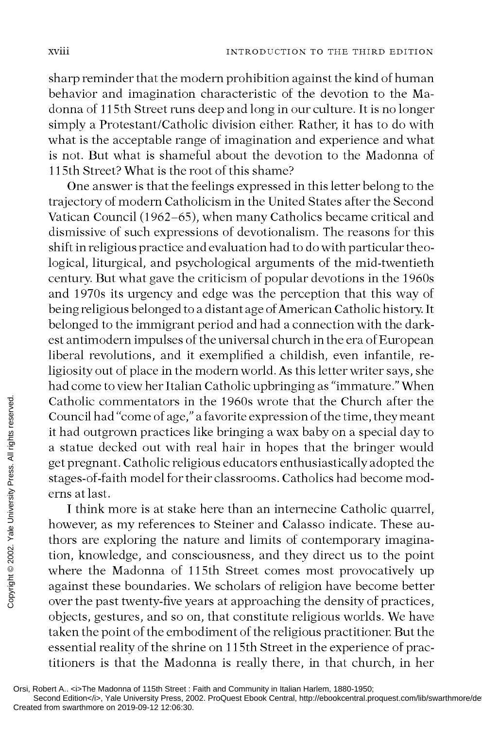sharp reminder that the modern prohibition against the kind of human behavior and imagination characteristic of the devotion to the Madonna of 115th Street runs deep and long in our culture. It is no longer simply a Protestant/Catholic division either. Rather, it has to do with what is the acceptable range of imagination and experience and what is not. But what is shameful about the devotion to the Madonna of 115th Street? What is the root of this shame?

One answer is that the feelings expressed in this letter belong to the trajectory of modern Catholicism in the United States after the Second Vatican Council (1962–65), when many Catholics became critical and dismissive of such expressions of devotionalism. The reasons for this shift in religious practice and evaluation had to do with particular theological, liturgical, and psychological arguments of the mid-twentieth century. But what gave the criticism of popular devotions in the 1960s and 1970s its urgency and edge was the perception that this way of being religious belonged to a distant age of American Catholic history. It belonged to the immigrant period and had a connection with the darkest antimodern impulses of the universal church in the era of European liberal revolutions, and it exemplified a childish, even infantile, religiosity out of place in the modern world. As this letter writer says, she had come to view her Italian Catholic upbringing as "immature." When Catholic commentators in the 1960s wrote that the Church after the Council had "come of age," a favorite expression of the time, they meant it had outgrown practices like bringing a wax baby on a special day to a statue decked out with real hair in hopes that the bringer would get pregnant. Catholic religious educators enthusiastically adopted the stages-of-faith model for their classrooms. Catholics had become moderns at last.

I think more is at stake here than an internecine Catholic quarrel, however, as my references to Steiner and Calasso indicate. These authors are exploring the nature and limits of contemporary imagination, knowledge, and consciousness, and they direct us to the point where the Madonna of 115th Street comes most provocatively up against these boundaries. We scholars of religion have become better over the past twenty-five years at approaching the density of practices, objects, gestures, and so on, that constitute religious worlds. We have taken the point of the embodiment of the religious practitioner. But the essential reality of the shrine on 115th Street in the experience of practitioners is that the Madonna is really there, in that church, in her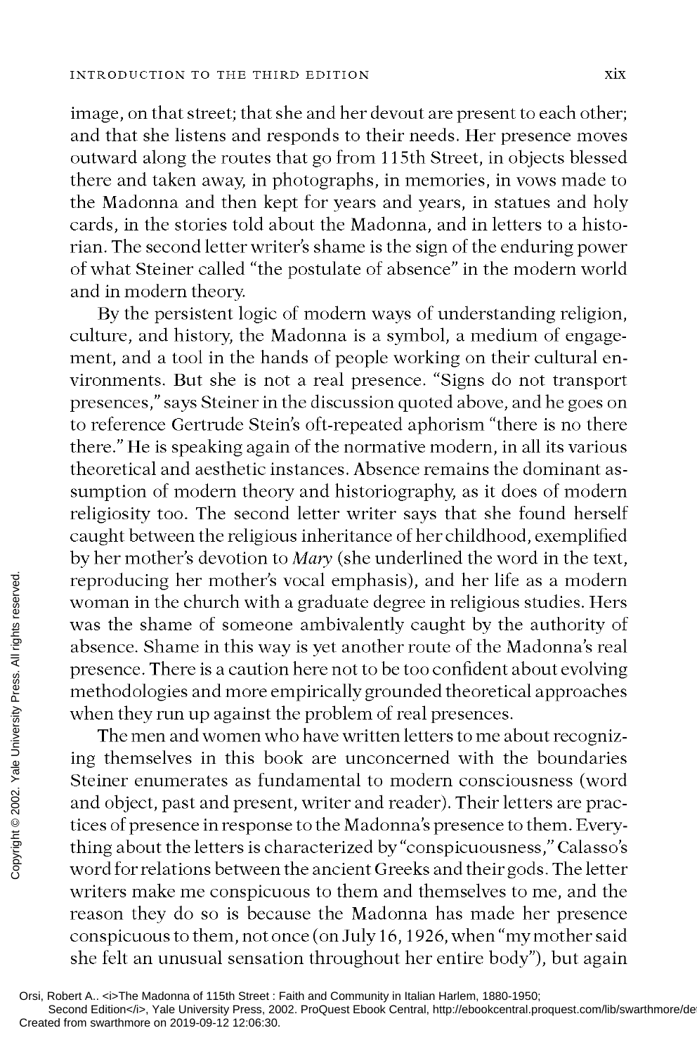image, on that street; that she and her devout are present to each other; and that she listens and responds to their needs. Her presence moves outward along the routes that go from 115th Street, in objects blessed there and taken away, in photographs, in memories, in vows made to the Madonna and then kept for years and years, in statues and holy cards, in the stories told about the Madonna, and in letters to a historian. The second letter writer's shame is the sign of the enduring power of what Steiner called "the postulate of absence" in the modern world and in modern theory.

By the persistent logic of modern ways of understanding religion, culture, and history, the Madonna is a symbol, a medium of engagement, and a tool in the hands of people working on their cultural environments. But she is not a real presence. "Signs do not transport presences," says Steiner in the discussion quoted above, and he goes on to reference Gertrude Stein's oft-repeated aphorism "there is no there there." He is speaking again of the normative modern, in all its various theoretical and aesthetic instances. Absence remains the dominant assumption of modern theory and historiography, as it does of modern religiosity too. The second letter writer says that she found herself caught between the religious inheritance of her childhood, exemplified by her mother's devotion to *Mary* (she underlined the word in the text, reproducing her mother's vocal emphasis), and her life as a modern woman in the church with a graduate degree in religious studies. Hers was the shame of someone ambivalently caught by the authority of absence. Shame in this way is yet another route of the Madonna's real presence. There is a caution here not to be too confident about evolving methodologies and more empirically grounded theoretical approaches when they run up against the problem of real presences.

The men and women who have written letters to me about recognizing themselves in this book are unconcerned with the boundaries Steiner enumerates as fundamental to modern consciousness (word and object, past and present, writer and reader). Their letters are practices of presence in response to the Madonna's presence to them. Everything about the letters is characterized by "conspicuousness," Calasso's word for relations between the ancient Greeks and their gods. The letter writers make me conspicuous to them and themselves to me, and the reason they do so is because the Madonna has made her presence conspicuous to them, not once (on July 16, 1926, when "my mother said she felt an unusual sensation throughout her entire body"), but again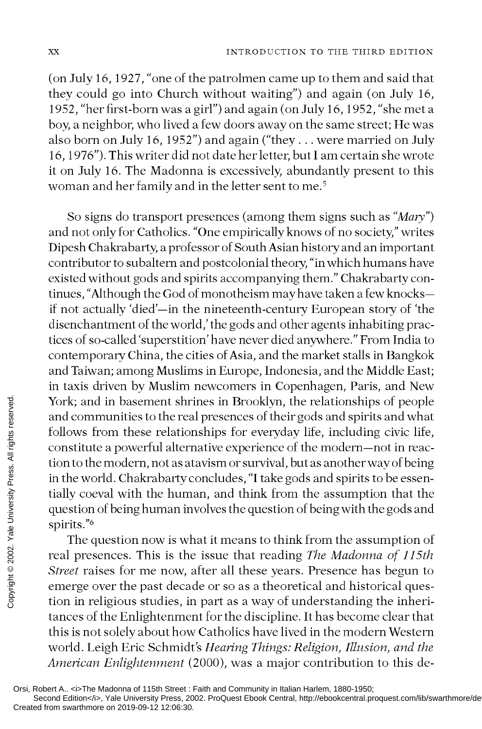(on July 16, 1927, "one of the patrolmen came up to them and said that they could go into Church without waiting") and again (on July 16, 1952, "her first-born was a girl") and again (on July 16, 1952, "she met a boy, a neighbor, who lived a few doors away on the same street; He was also born on July 16, 1952") and again ("they . . . were married on July 16, 1976"). This writer did not date her letter, but I am certain she wrote it on July 16. The Madonna is excessively, abundantly present to this woman and her family and in the letter sent to me.[5]

So signs do transport presences (among them signs such as "*Mary*") and not only for Catholics. "One empirically knows of no society," writes Dipesh Chakrabarty, a professor of South Asian history and an important contributor to subaltern and postcolonial theory, "in which humans have existed without gods and spirits accompanying them." Chakrabarty continues, "Although the God of monotheism may have taken a few knocks—if not actually 'died'—in the nineteenth-century European story of 'the disenchantment of the world,' the gods and other agents inhabiting practices of so-called 'superstition' have never died anywhere." From India to contemporary China, the cities of Asia, and the market stalls in Bangkok and Taiwan; among Muslims in Europe, Indonesia, and the Middle East; in taxis driven by Muslim newcomers in Copenhagen, Paris, and New York; and in basement shrines in Brooklyn, the relationships of people and communities to the real presences of their gods and spirits and what follows from these relationships for everyday life, including civic life, constitute a powerful alternative experience of the modern—not in reaction to the modern, not as atavism or survival, but as another way of being in the world. Chakrabarty concludes, "I take gods and spirits to be essentially coeval with the human, and think from the assumption that the question of being human involves the question of being with the gods and spirits."[6]

The question now is what it means to think from the assumption of real presences. This is the issue that reading *The Madonna of 115th Street* raises for me now, after all these years. Presence has begun to emerge over the past decade or so as a theoretical and historical question in religious studies, in part as a way of understanding the inheritances of the Enlightenment for the discipline. It has become clear that this is not solely about how Catholics have lived in the modern Western world. Leigh Eric Schmidt's *Hearing Things: Religion, Illusion, and the American Enlightenment* (2000), was a major contribution to this de-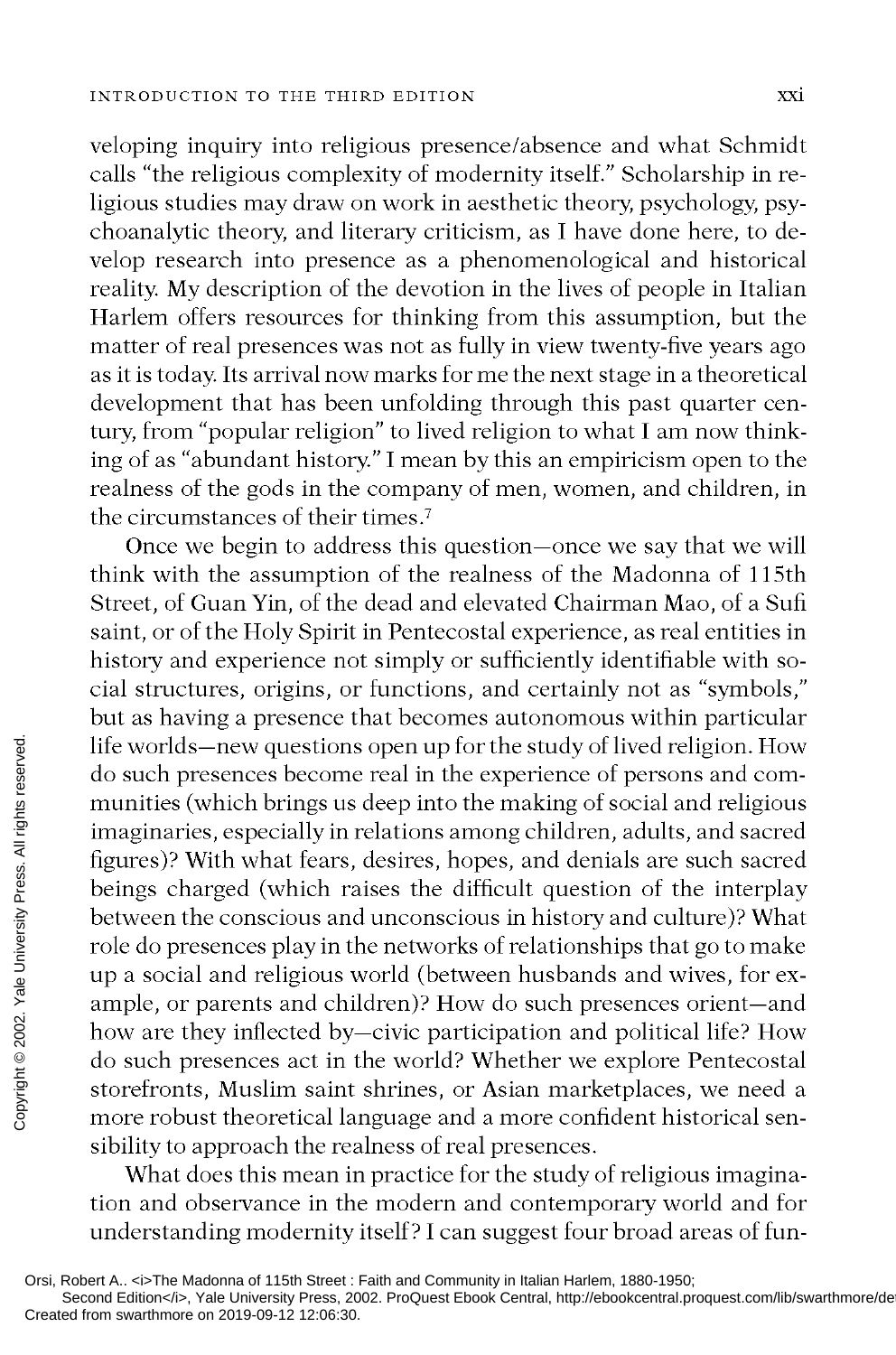veloping inquiry into religious presence/absence and what Schmidt calls "the religious complexity of modernity itself." Scholarship in religious studies may draw on work in aesthetic theory, psychology, psychoanalytic theory, and literary criticism, as I have done here, to develop research into presence as a phenomenological and historical reality. My description of the devotion in the lives of people in Italian Harlem offers resources for thinking from this assumption, but the matter of real presences was not as fully in view twenty-five years ago as it is today. Its arrival now marks for me the next stage in a theoretical development that has been unfolding through this past quarter century, from "popular religion" to lived religion to what I am now thinking of as "abundant history." I mean by this an empiricism open to the realness of the gods in the company of men, women, and children, in the circumstances of their times.[7]

Once we begin to address this question—once we say that we will think with the assumption of the realness of the Madonna of 115th Street, of Guan Yin, of the dead and elevated Chairman Mao, of a Sufi saint, or of the Holy Spirit in Pentecostal experience, as real entities in history and experience not simply or sufficiently identifiable with social structures, origins, or functions, and certainly not as "symbols," but as having a presence that becomes autonomous within particular life worlds—new questions open up for the study of lived religion. How do such presences become real in the experience of persons and communities (which brings us deep into the making of social and religious imaginaries, especially in relations among children, adults, and sacred figures)? With what fears, desires, hopes, and denials are such sacred beings charged (which raises the difficult question of the interplay between the conscious and unconscious in history and culture)? What role do presences play in the networks of relationships that go to make up a social and religious world (between husbands and wives, for example, or parents and children)? How do such presences orient—and how are they inflected by—civic participation and political life? How do such presences act in the world? Whether we explore Pentecostal storefronts, Muslim saint shrines, or Asian marketplaces, we need a more robust theoretical language and a more confident historical sensibility to approach the realness of real presences.

What does this mean in practice for the study of religious imagination and observance in the modern and contemporary world and for understanding modernity itself? I can suggest four broad areas of fun-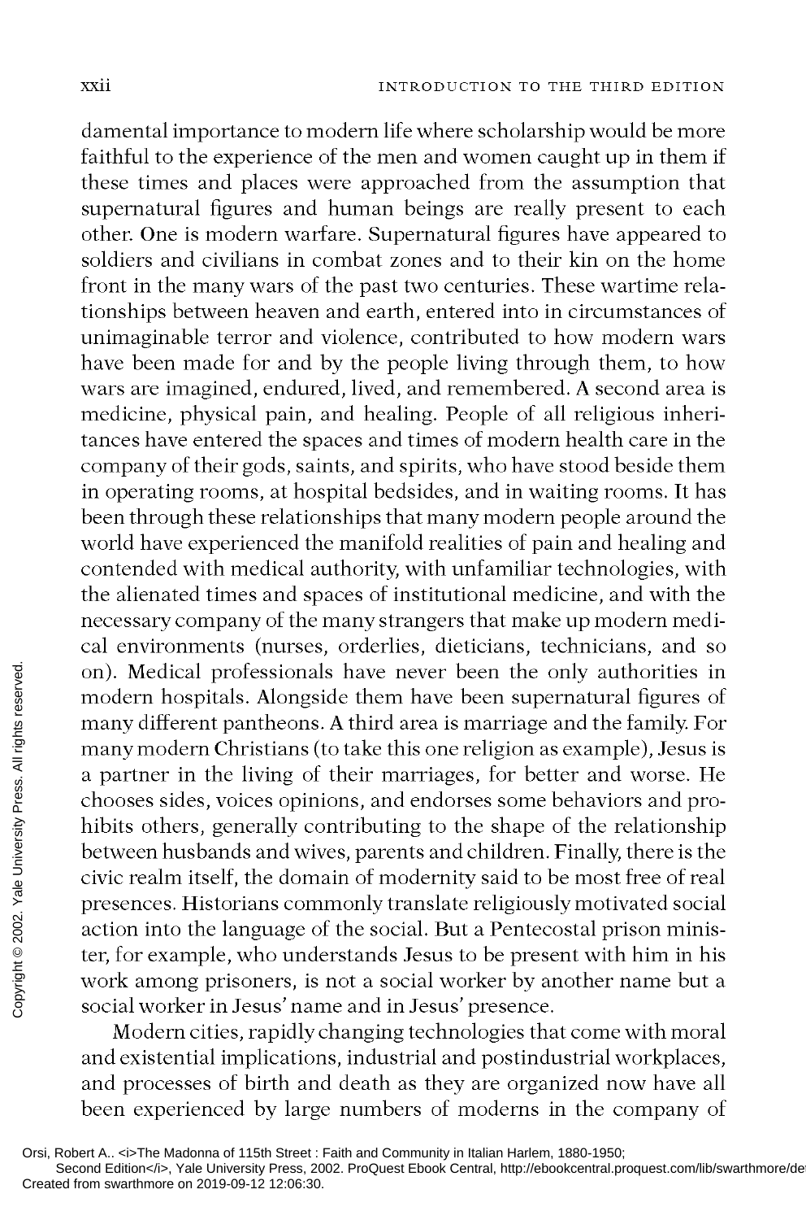damental importance to modern life where scholarship would be more faithful to the experience of the men and women caught up in them if these times and places were approached from the assumption that supernatural figures and human beings are really present to each other. One is modern warfare. Supernatural figures have appeared to soldiers and civilians in combat zones and to their kin on the home front in the many wars of the past two centuries. These wartime relationships between heaven and earth, entered into in circumstances of unimaginable terror and violence, contributed to how modern wars have been made for and by the people living through them, to how wars are imagined, endured, lived, and remembered. A second area is medicine, physical pain, and healing. People of all religious inheritances have entered the spaces and times of modern health care in the company of their gods, saints, and spirits, who have stood beside them in operating rooms, at hospital bedsides, and in waiting rooms. It has been through these relationships that many modern people around the world have experienced the manifold realities of pain and healing and contended with medical authority, with unfamiliar technologies, with the alienated times and spaces of institutional medicine, and with the necessary company of the many strangers that make up modern medical environments (nurses, orderlies, dieticians, technicians, and so on). Medical professionals have never been the only authorities in modern hospitals. Alongside them have been supernatural figures of many different pantheons. A third area is marriage and the family. For many modern Christians (to take this one religion as example), Jesus is a partner in the living of their marriages, for better and worse. He chooses sides, voices opinions, and endorses some behaviors and prohibits others, generally contributing to the shape of the relationship between husbands and wives, parents and children. Finally, there is the civic realm itself, the domain of modernity said to be most free of real presences. Historians commonly translate religiously motivated social action into the language of the social. But a Pentecostal prison minister, for example, who understands Jesus to be present with him in his work among prisoners, is not a social worker by another name but a social worker in Jesus' name and in Jesus' presence.

Modern cities, rapidly changing technologies that come with moral and existential implications, industrial and postindustrial workplaces, and processes of birth and death as they are organized now have all been experienced by large numbers of moderns in the company of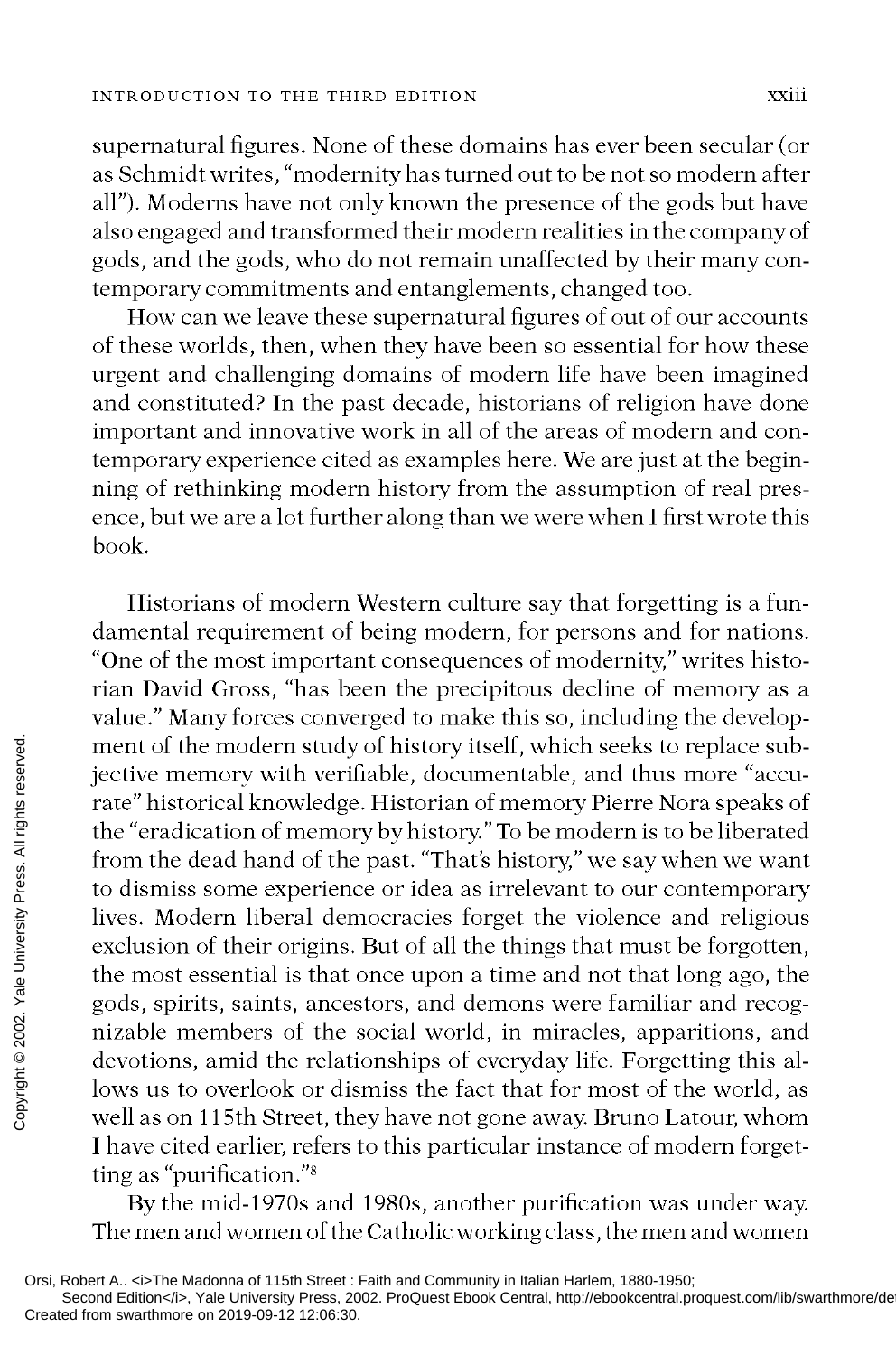supernatural figures. None of these domains has ever been secular (or as Schmidt writes, "modernity has turned out to be not so modern after all"). Moderns have not only known the presence of the gods but have also engaged and transformed their modern realities in the company of gods, and the gods, who do not remain unaffected by their many contemporary commitments and entanglements, changed too.

How can we leave these supernatural figures of out of our accounts of these worlds, then, when they have been so essential for how these urgent and challenging domains of modern life have been imagined and constituted? In the past decade, historians of religion have done important and innovative work in all of the areas of modern and contemporary experience cited as examples here. We are just at the beginning of rethinking modern history from the assumption of real presence, but we are a lot further along than we were when I first wrote this book.

Historians of modern Western culture say that forgetting is a fundamental requirement of being modern, for persons and for nations. "One of the most important consequences of modernity," writes historian David Gross, "has been the precipitous decline of memory as a value." Many forces converged to make this so, including the development of the modern study of history itself, which seeks to replace subjective memory with verifiable, documentable, and thus more "accurate" historical knowledge. Historian of memory Pierre Nora speaks of the "eradication of memory by history." To be modern is to be liberated from the dead hand of the past. "That's history," we say when we want to dismiss some experience or idea as irrelevant to our contemporary lives. Modern liberal democracies forget the violence and religious exclusion of their origins. But of all the things that must be forgotten, the most essential is that once upon a time and not that long ago, the gods, spirits, saints, ancestors, and demons were familiar and recognizable members of the social world, in miracles, apparitions, and devotions, amid the relationships of everyday life. Forgetting this allows us to overlook or dismiss the fact that for most of the world, as well as on 115th Street, they have not gone away. Bruno Latour, whom I have cited earlier, refers to this particular instance of modern forgetting as "purification."[8]

By the mid-1970s and 1980s, another purification was under way. The men and women of the Catholic working class, the men and women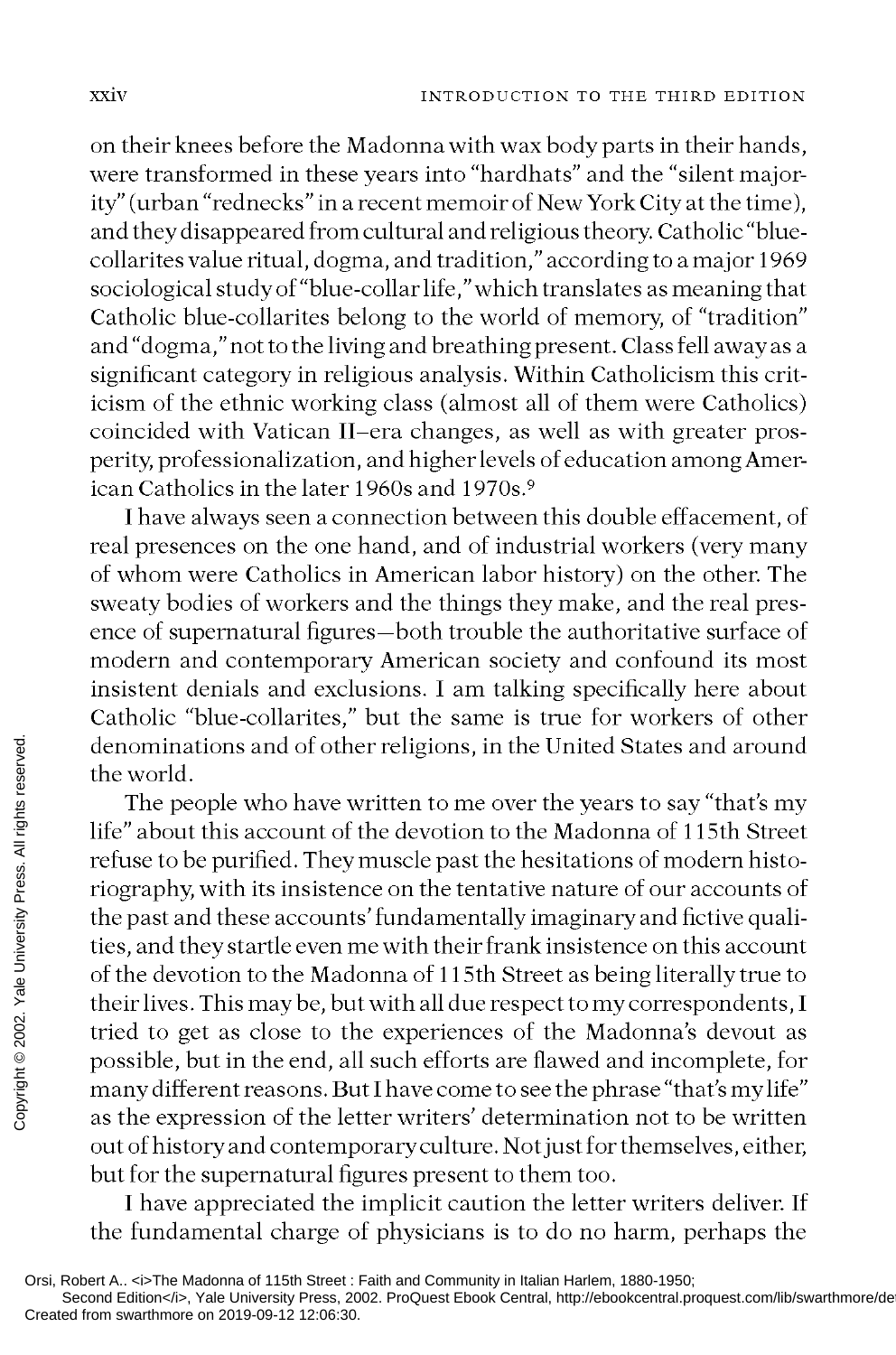on their knees before the Madonna with wax body parts in their hands, were transformed in these years into "hardhats" and the "silent majority" (urban "rednecks" in a recent memoir of New York City at the time), and they disappeared from cultural and religious theory. Catholic "blue-collarites value ritual, dogma, and tradition," according to a major 1969 sociological study of "blue-collar life," which translates as meaning that Catholic blue-collarites belong to the world of memory, of "tradition" and "dogma," not to the living and breathing present. Class fell away as a significant category in religious analysis. Within Catholicism this criticism of the ethnic working class (almost all of them were Catholics) coincided with Vatican II–era changes, as well as with greater prosperity, professionalization, and higher levels of education among American Catholics in the later 1960s and 1970s.[9]

I have always seen a connection between this double effacement, of real presences on the one hand, and of industrial workers (very many of whom were Catholics in American labor history) on the other. The sweaty bodies of workers and the things they make, and the real presence of supernatural figures—both trouble the authoritative surface of modern and contemporary American society and confound its most insistent denials and exclusions. I am talking specifically here about Catholic "blue-collarites," but the same is true for workers of other denominations and of other religions, in the United States and around the world.

The people who have written to me over the years to say "that's my life" about this account of the devotion to the Madonna of 115th Street refuse to be purified. They muscle past the hesitations of modern historiography, with its insistence on the tentative nature of our accounts of the past and these accounts' fundamentally imaginary and fictive qualities, and they startle even me with their frank insistence on this account of the devotion to the Madonna of 115th Street as being literally true to their lives. This may be, but with all due respect to my correspondents, I tried to get as close to the experiences of the Madonna's devout as possible, but in the end, all such efforts are flawed and incomplete, for many different reasons. But I have come to see the phrase "that's my life" as the expression of the letter writers' determination not to be written out of history and contemporary culture. Not just for themselves, either, but for the supernatural figures present to them too.

I have appreciated the implicit caution the letter writers deliver. If the fundamental charge of physicians is to do no harm, perhaps the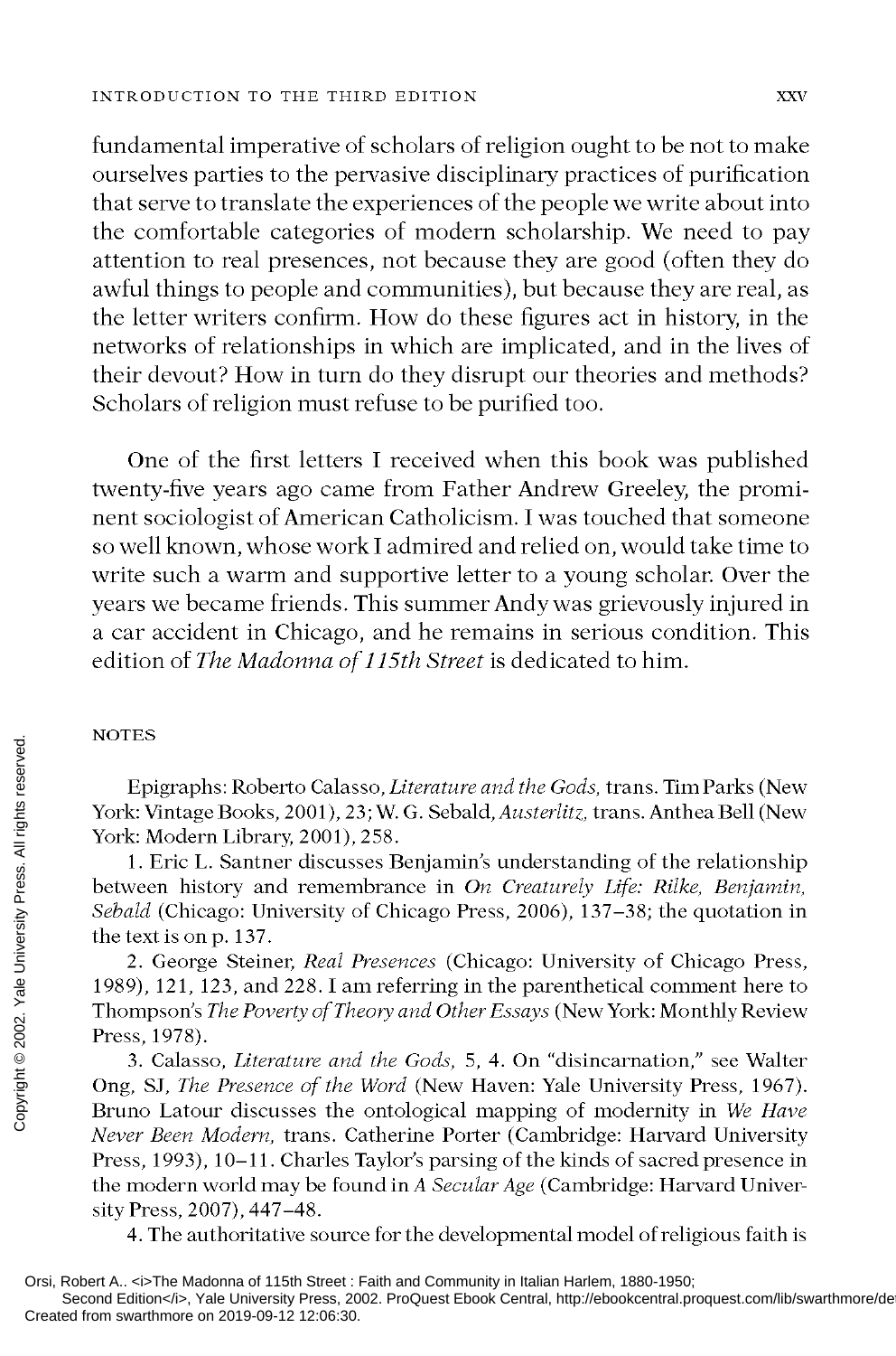fundamental imperative of scholars of religion ought to be not to make ourselves parties to the pervasive disciplinary practices of purification that serve to translate the experiences of the people we write about into the comfortable categories of modern scholarship. We need to pay attention to real presences, not because they are good (often they do awful things to people and communities), but because they are real, as the letter writers confirm. How do these figures act in history, in the networks of relationships in which are implicated, and in the lives of their devout? How in turn do they disrupt our theories and methods? Scholars of religion must refuse to be purified too.

One of the first letters I received when this book was published twenty-five years ago came from Father Andrew Greeley, the prominent sociologist of American Catholicism. I was touched that someone so well known, whose work I admired and relied on, would take time to write such a warm and supportive letter to a young scholar. Over the years we became friends. This summer Andy was grievously injured in a car accident in Chicago, and he remains in serious condition. This edition of *The Madonna of 115th Street* is dedicated to him.

## NOTES

Epigraphs: Roberto Calasso, *Literature and the Gods,* trans. Tim Parks (New York: Vintage Books, 2001), 23; W. G. Sebald, *Austerlitz,* trans. Anthea Bell (New York: Modern Library, 2001), 258.

1. Eric L. Santner discusses Benjamin's understanding of the relationship between history and remembrance in *On Creaturely Life: Rilke, Benjamin, Sebald* (Chicago: University of Chicago Press, 2006), 137–38; the quotation in the text is on p. 137.

2. George Steiner, *Real Presences* (Chicago: University of Chicago Press, 1989), 121, 123, and 228. I am referring in the parenthetical comment here to Thompson's *The Poverty of Theory and Other Essays* (New York: Monthly Review Press, 1978).

3. Calasso, *Literature and the Gods,* 5, 4. On "disincarnation," see Walter Ong, SJ, *The Presence of the Word* (New Haven: Yale University Press, 1967). Bruno Latour discusses the ontological mapping of modernity in *We Have Never Been Modern,* trans. Catherine Porter (Cambridge: Harvard University Press, 1993), 10–11. Charles Taylor's parsing of the kinds of sacred presence in the modern world may be found in *A Secular Age* (Cambridge: Harvard University Press, 2007), 447–48.

4. The authoritative source for the developmental model of religious faith is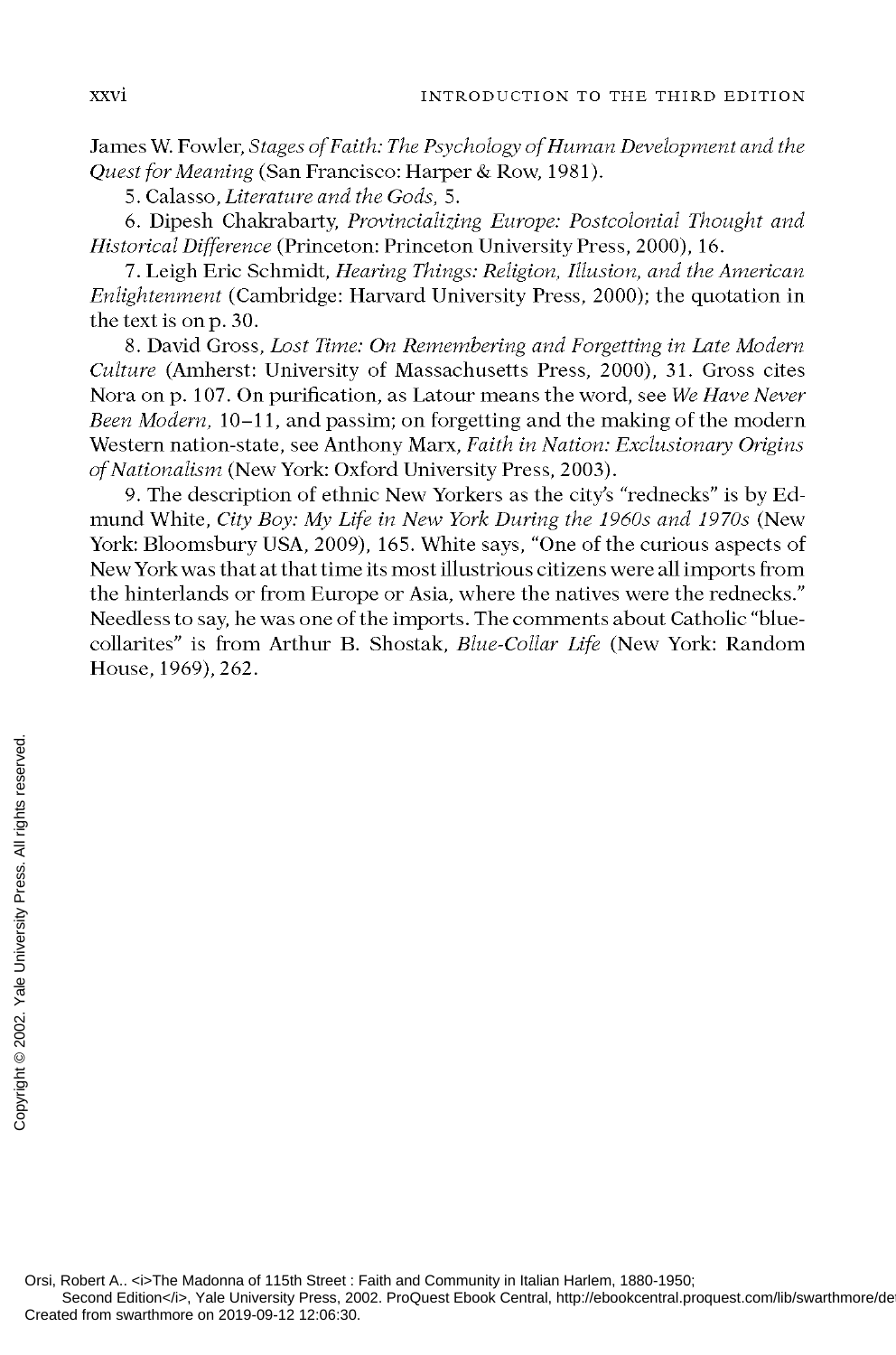James W. Fowler, *Stages of Faith: The Psychology of Human Development and the Quest for Meaning* (San Francisco: Harper & Row, 1981).

5. Calasso, *Literature and the Gods,* 5.

6. Dipesh Chakrabarty, *Provincializing Europe: Postcolonial Thought and Historical Difference* (Princeton: Princeton University Press, 2000), 16.

7. Leigh Eric Schmidt, *Hearing Things: Religion, Illusion, and the American Enlightenment* (Cambridge: Harvard University Press, 2000); the quotation in the text is on p. 30.

8. David Gross, *Lost Time: On Remembering and Forgetting in Late Modern Culture* (Amherst: University of Massachusetts Press, 2000), 31. Gross cites Nora on p. 107. On purification, as Latour means the word, see *We Have Never Been Modern,* 10–11, and passim; on forgetting and the making of the modern Western nation-state, see Anthony Marx, *Faith in Nation: Exclusionary Origins of Nationalism* (New York: Oxford University Press, 2003).

9. The description of ethnic New Yorkers as the city's "rednecks" is by Edmund White, *City Boy: My Life in New York During the 1960s and 1970s* (New York: Bloomsbury USA, 2009), 165. White says, "One of the curious aspects of New York was that at that time its most illustrious citizens were all imports from the hinterlands or from Europe or Asia, where the natives were the rednecks." Needless to say, he was one of the imports. The comments about Catholic "blue-collarites" is from Arthur B. Shostak, *Blue-Collar Life* (New York: Random House, 1969), 262.